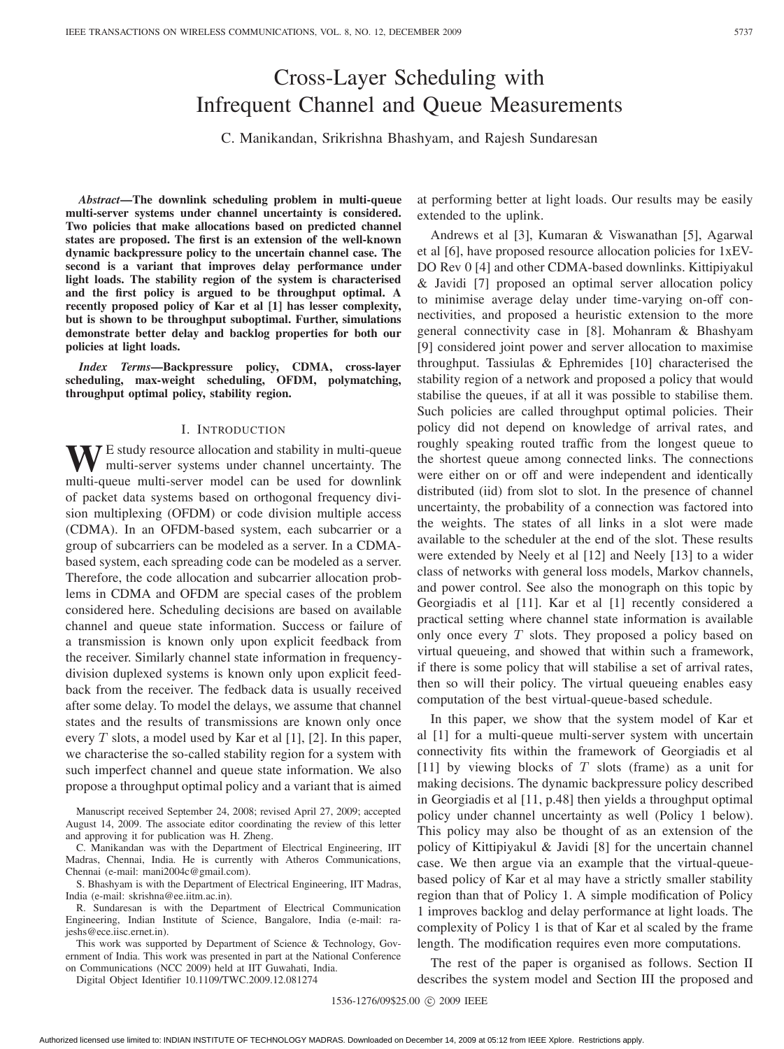# Cross-Layer Scheduling with Infrequent Channel and Queue Measurements

C. Manikandan, Srikrishna Bhashyam, and Rajesh Sundaresan

***Abstract*—The downlink scheduling problem in multi-queue multi-server systems under channel uncertainty is considered. Two policies that make allocations based on predicted channel states are proposed. The first is an extension of the well-known dynamic backpressure policy to the uncertain channel case. The second is a variant that improves delay performance under light loads. The stability region of the system is characterised and the first policy is argued to be throughput optimal. A recently proposed policy of Kar et al [1] has lesser complexity, but is shown to be throughput suboptimal. Further, simulations demonstrate better delay and backlog properties for both our policies at light loads.**

***Index Terms*—Backpressure policy, CDMA, cross-layer scheduling, max-weight scheduling, OFDM, polymatching, throughput optimal policy, stability region.**

## I. Introduction

We study resource allocation and stability in multi-queue multi-server systems under channel uncertainty. The multi-queue multi-server model can be used for downlink of packet data systems based on orthogonal frequency division multiplexing (OFDM) or code division multiple access (CDMA). In an OFDM-based system, each subcarrier or a group of subcarriers can be modeled as a server. In a CDMA-based system, each spreading code can be modeled as a server. Therefore, the code allocation and subcarrier allocation problems in CDMA and OFDM are special cases of the problem considered here. Scheduling decisions are based on available channel and queue state information. Success or failure of a transmission is known only upon explicit feedback from the receiver. Similarly channel state information in frequency-division duplexed systems is known only upon explicit feedback from the receiver. The fedback data is usually received after some delay. To model the delays, we assume that channel states and the results of transmissions are known only once every $T$ slots, a model used by Kar et al [1], [2]. In this paper, we characterise the so-called stability region for a system with such imperfect channel and queue state information. We also propose a throughput optimal policy and a variant that is aimed at performing better at light loads. Our results may be easily extended to the uplink.

Manuscript received September 24, 2008; revised April 27, 2009; accepted August 14, 2009. The associate editor coordinating the review of this letter and approving it for publication was H. Zheng.

C. Manikandan was with the Department of Electrical Engineering, IIT Madras, Chennai, India. He is currently with Atheros Communications, Chennai (e-mail: mani2004c@gmail.com).

S. Bhashyam is with the Department of Electrical Engineering, IIT Madras, India (e-mail: skrishna@ee.iitm.ac.in).

R. Sundaresan is with the Department of Electrical Communication Engineering, Indian Institute of Science, Bangalore, India (e-mail: rajeshs@ece.iisc.ernet.in).

This work was supported by Department of Science & Technology, Government of India. This work was presented in part at the National Conference on Communications (NCC 2009) held at IIT Guwahati, India.

Digital Object Identifier 10.1109/TWC.2009.12.081274

Andrews et al [3], Kumaran & Viswanathan [5], Agarwal et al [6], have proposed resource allocation policies for 1xEV-DO Rev 0 [4] and other CDMA-based downlinks. Kittipiyakul & Javidi [7] proposed an optimal server allocation policy to minimise average delay under time-varying on-off connectivities, and proposed a heuristic extension to the more general connectivity case in [8]. Mohanram & Bhashyam [9] considered joint power and server allocation to maximise throughput. Tassiulas & Ephremides [10] characterised the stability region of a network and proposed a policy that would stabilise the queues, if at all it was possible to stabilise them. Such policies are called throughput optimal policies. Their policy did not depend on knowledge of arrival rates, and roughly speaking routed traffic from the longest queue to the shortest queue among connected links. The connections were either on or off and were independent and identically distributed (iid) from slot to slot. In the presence of channel uncertainty, the probability of a connection was factored into the weights. The states of all links in a slot were made available to the scheduler at the end of the slot. These results were extended by Neely et al [12] and Neely [13] to a wider class of networks with general loss models, Markov channels, and power control. See also the monograph on this topic by Georgiadis et al [11]. Kar et al [1] recently considered a practical setting where channel state information is available only once every $T$ slots. They proposed a policy based on virtual queueing, and showed that within such a framework, if there is some policy that will stabilise a set of arrival rates, then so will their policy. The virtual queueing enables easy computation of the best virtual-queue-based schedule.

In this paper, we show that the system model of Kar et al [1] for a multi-queue multi-server system with uncertain connectivity fits within the framework of Georgiadis et al [11] by viewing blocks of $T$ slots (frame) as a unit for making decisions. The dynamic backpressure policy described in Georgiadis et al [11, p.48] then yields a throughput optimal policy under channel uncertainty as well (Policy 1 below). This policy may also be thought of as an extension of the policy of Kittipiyakul & Javidi [8] for the uncertain channel case. We then argue via an example that the virtual-queue-based policy of Kar et al may have a strictly smaller stability region than that of Policy 1. A simple modification of Policy 1 improves backlog and delay performance at light loads. The complexity of Policy 1 is that of Kar et al scaled by the frame length. The modification requires even more computations.

The rest of the paper is organised as follows. Section II describes the system model and Section III the proposed and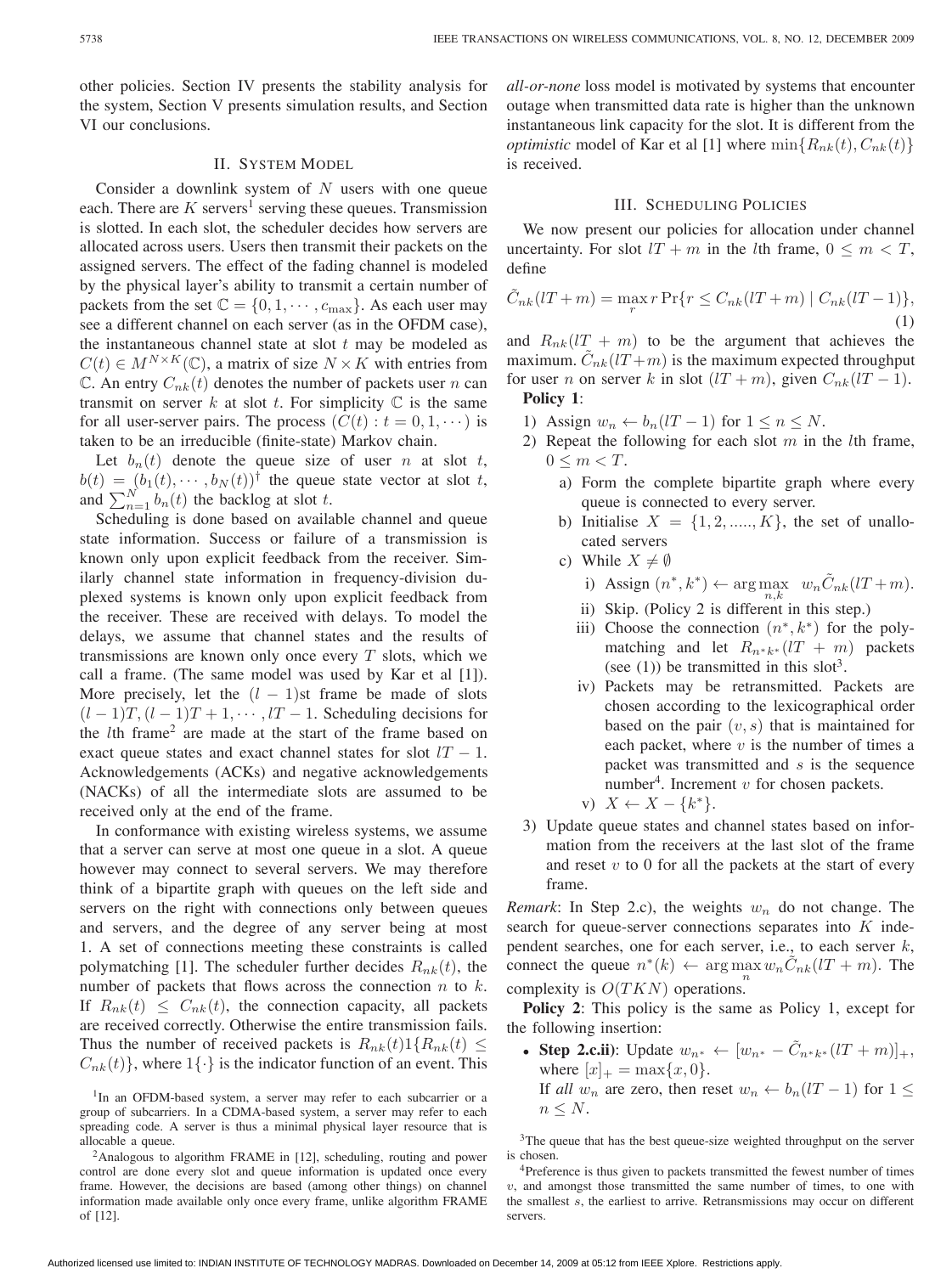other policies. Section IV presents the stability analysis for the system, Section V presents simulation results, and Section VI our conclusions.

## II. System Model

Consider a downlink system of $N$ users with one queue each. There are $K$ servers[1] serving these queues. Transmission is slotted. In each slot, the scheduler decides how servers are allocated across users. Users then transmit their packets on the assigned servers. The effect of the fading channel is modeled by the physical layer's ability to transmit a certain number of packets from the set $\mathbb{C} = \{0, 1, \cdots, c_{\max}\}$. As each user may see a different channel on each server (as in the OFDM case), the instantaneous channel state at slot $t$ may be modeled as $C(t) \in M^{N \times K}(\mathbb{C})$, a matrix of size $N \times K$ with entries from $\mathbb{C}$. An entry $C_{nk}(t)$ denotes the number of packets user $n$ can transmit on server $k$ at slot $t$. For simplicity $\mathbb{C}$ is the same for all user-server pairs. The process $(C(t) : t = 0, 1, \cdots)$ is taken to be an irreducible (finite-state) Markov chain.

Let $b_n(t)$ denote the queue size of user $n$ at slot $t$, $b(t) = (b_1(t), \cdots, b_N(t))^\dagger$ the queue state vector at slot $t$, and $\sum_{n=1}^{N} b_n(t)$ the backlog at slot $t$.

Scheduling is done based on available channel and queue state information. Success or failure of a transmission is known only upon explicit feedback from the receiver. Similarly channel state information in frequency-division duplexed systems is known only upon explicit feedback from the receiver. These are received with delays. To model the delays, we assume that channel states and the results of transmissions are known only once every $T$ slots, which we call a frame. (The same model was used by Kar et al [1]). More precisely, let the $(l-1)$st frame be made of slots $(l-1)T, (l-1)T+1, \cdots, lT-1$. Scheduling decisions for the $l$th frame[2] are made at the start of the frame based on exact queue states and exact channel states for slot $lT-1$. Acknowledgements (ACKs) and negative acknowledgements (NACKs) of all the intermediate slots are assumed to be received only at the end of the frame.

In conformance with existing wireless systems, we assume that a server can serve at most one queue in a slot. A queue however may connect to several servers. We may therefore think of a bipartite graph with queues on the left side and servers on the right with connections only between queues and servers, and the degree of any server being at most 1. A set of connections meeting these constraints is called polymatching [1]. The scheduler further decides $R_{nk}(t)$, the number of packets that flows across the connection $n$ to $k$. If $R_{nk}(t) \leq C_{nk}(t)$, the connection capacity, all packets are received correctly. Otherwise the entire transmission fails. Thus the number of received packets is $R_{nk}(t) 1\{R_{nk}(t) \leq C_{nk}(t)\}$, where $1\{\cdot\}$ is the indicator function of an event. This *all-or-none* loss model is motivated by systems that encounter outage when transmitted data rate is higher than the unknown instantaneous link capacity for the slot. It is different from the *optimistic* model of Kar et al [1] where $\min\{R_{nk}(t), C_{nk}(t)\}$ is received.

## III. Scheduling Policies

We now present our policies for allocation under channel uncertainty. For slot $lT+m$ in the $l$th frame, $0 \leq m < T$, define

$$\tilde{C}_{nk}(lT+m) = \max_r r \Pr\{r \leq C_{nk}(lT+m) \mid C_{nk}(lT-1)\}, \tag{1}$$

and $R_{nk}(lT+m)$ to be the argument that achieves the maximum. $\tilde{C}_{nk}(lT+m)$ is the maximum expected throughput for user $n$ on server $k$ in slot $(lT+m)$, given $C_{nk}(lT-1)$.

**Policy 1**:

1) Assign $w_n \leftarrow b_n(lT-1)$ for $1 \leq n \leq N$.
2) Repeat the following for each slot $m$ in the $l$th frame, $0 \leq m < T$.
   a) Form the complete bipartite graph where every queue is connected to every server.
   b) Initialise $X = \{1, 2, \ldots, K\}$, the set of unallocated servers
   c) While $X \neq \emptyset$
      i) Assign $(n^*, k^*) \leftarrow \arg\max_{n,k} \; w_n \tilde{C}_{nk}(lT+m)$.
      ii) Skip. (Policy 2 is different in this step.)
      iii) Choose the connection $(n^*, k^*)$ for the polymatching and let $R_{n^*k^*}(lT+m)$ packets (see (1)) be transmitted in this slot[3].
      iv) Packets may be retransmitted. Packets are chosen according to the lexicographical order based on the pair $(v, s)$ that is maintained for each packet, where $v$ is the number of times a packet was transmitted and $s$ is the sequence number[4]. Increment $v$ for chosen packets.
      v) $X \leftarrow X - \{k^*\}$.
3) Update queue states and channel states based on information from the receivers at the last slot of the frame and reset $v$ to 0 for all the packets at the start of every frame.

*Remark*: In Step 2.c), the weights $w_n$ do not change. The search for queue-server connections separates into $K$ independent searches, one for each server, i.e., to each server $k$, connect the queue $n^*(k) \leftarrow \arg\max_n w_n \tilde{C}_{nk}(lT+m)$. The complexity is $O(TKN)$ operations.

**Policy 2**: This policy is the same as Policy 1, except for the following insertion:

- **Step 2.c.ii)**: Update $w_{n^*} \leftarrow [w_{n^*} - \tilde{C}_{n^*k^*}(lT+m)]_+$, where $[x]_+ = \max\{x, 0\}$.
  If *all* $w_n$ are zero, then reset $w_n \leftarrow b_n(lT-1)$ for $1 \leq n \leq N$.

[1]In an OFDM-based system, a server may refer to each subcarrier or a group of subcarriers. In a CDMA-based system, a server may refer to each spreading code. A server is thus a minimal physical layer resource that is allocable a queue.

[2]Analogous to algorithm FRAME in [12], scheduling, routing and power control are done every slot and queue information is updated once every frame. However, the decisions are based (among other things) on channel information made available only once every frame, unlike algorithm FRAME of [12].

[3]The queue that has the best queue-size weighted throughput on the server is chosen.

[4]Preference is thus given to packets transmitted the fewest number of times $v$, and amongst those transmitted the same number of times, to one with the smallest $s$, the earliest to arrive. Retransmissions may occur on different servers.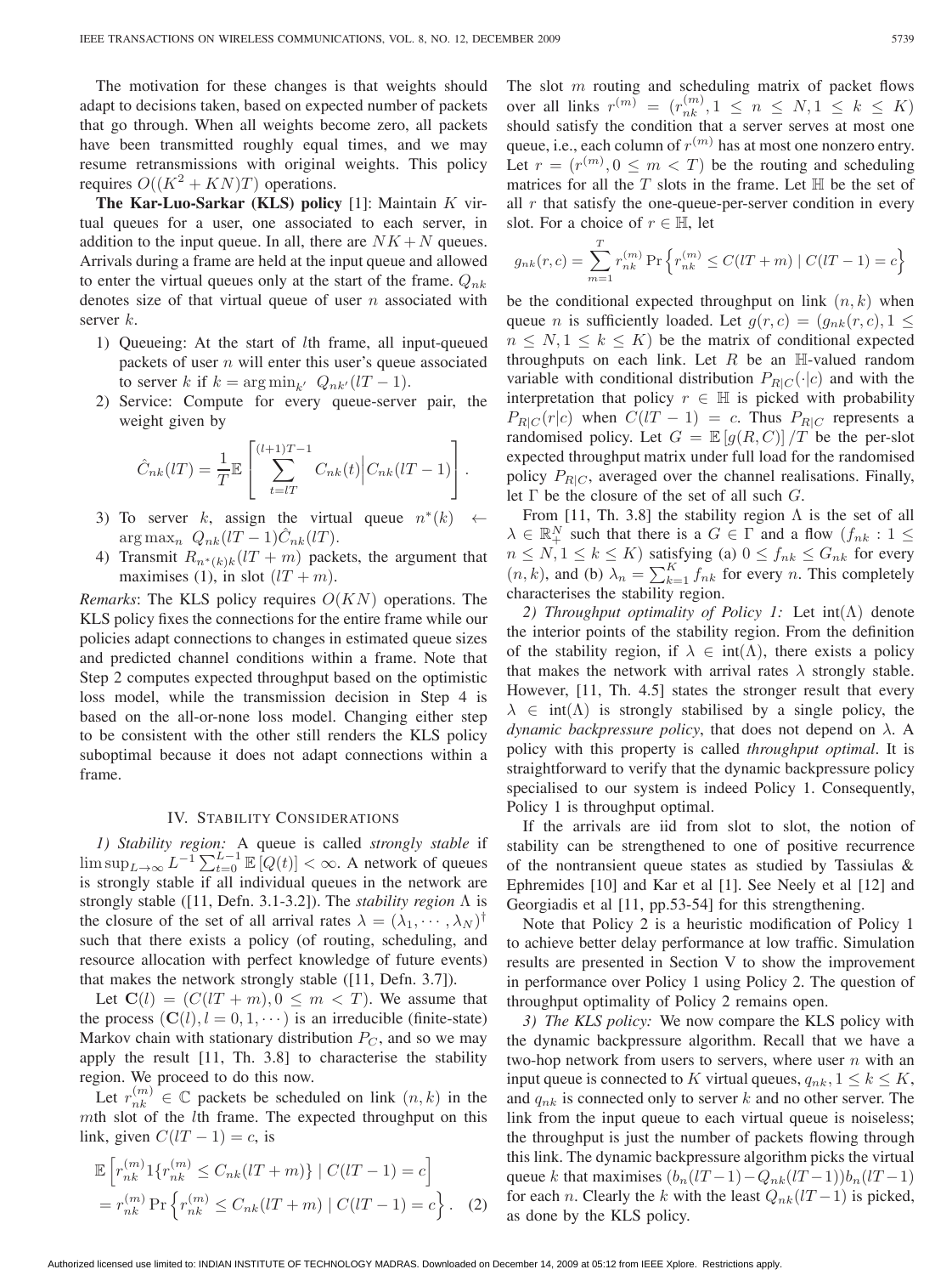The motivation for these changes is that weights should adapt to decisions taken, based on expected number of packets that go through. When all weights become zero, all packets have been transmitted roughly equal times, and we may resume retransmissions with original weights. This policy requires $O((K^2 + KN)T)$ operations.

**The Kar-Luo-Sarkar (KLS) policy** [1]: Maintain $K$ virtual queues for a user, one associated to each server, in addition to the input queue. In all, there are $NK + N$ queues. Arrivals during a frame are held at the input queue and allowed to enter the virtual queues only at the start of the frame. $Q_{nk}$ denotes size of that virtual queue of user $n$ associated with server $k$.

1) Queueing: At the start of $l$th frame, all input-queued packets of user $n$ will enter this user's queue associated to server $k$ if $k = \arg\min_{k'} \ Q_{nk'}(lT-1)$.
2) Service: Compute for every queue-server pair, the weight given by

$$\hat{C}_{nk}(lT) = \frac{1}{T}\mathbb{E}\left[\sum_{t=lT}^{(l+1)T-1} C_{nk}(t) \middle| C_{nk}(lT-1)\right].$$

3) To server $k$, assign the virtual queue $n^*(k) \leftarrow \arg\max_n \ Q_{nk}(lT-1)\hat{C}_{nk}(lT)$.
4) Transmit $R_{n^*(k)k}(lT+m)$ packets, the argument that maximises (1), in slot $(lT+m)$.

*Remarks*: The KLS policy requires $O(KN)$ operations. The KLS policy fixes the connections for the entire frame while our policies adapt connections to changes in estimated queue sizes and predicted channel conditions within a frame. Note that Step 2 computes expected throughput based on the optimistic loss model, while the transmission decision in Step 4 is based on the all-or-none loss model. Changing either step to be consistent with the other still renders the KLS policy suboptimal because it does not adapt connections within a frame.

## IV. Stability Considerations

*1) Stability region:* A queue is called *strongly stable* if $\limsup_{L\to\infty} L^{-1}\sum_{t=0}^{L-1}\mathbb{E}\left[Q(t)\right] < \infty$. A network of queues is strongly stable if all individual queues in the network are strongly stable ([11, Defn. 3.1-3.2]). The *stability region* $\Lambda$ is the closure of the set of all arrival rates $\lambda = (\lambda_1, \cdots, \lambda_N)^\dagger$ such that there exists a policy (of routing, scheduling, and resource allocation with perfect knowledge of future events) that makes the network strongly stable ([11, Defn. 3.7]).

Let $\mathbf{C}(l) = (C(lT+m), 0 \le m < T)$. We assume that the process $(\mathbf{C}(l), l = 0, 1, \cdots)$ is an irreducible (finite-state) Markov chain with stationary distribution $P_C$, and so we may apply the result [11, Th. 3.8] to characterise the stability region. We proceed to do this now.

Let $r_{nk}^{(m)} \in \mathbb{C}$ packets be scheduled on link $(n,k)$ in the $m$th slot of the $l$th frame. The expected throughput on this link, given $C(lT-1) = c$, is

$$\begin{aligned}
&\mathbb{E}\left[r_{nk}^{(m)} 1\{r_{nk}^{(m)} \le C_{nk}(lT+m)\} \mid C(lT-1) = c\right] \\
&= r_{nk}^{(m)} \Pr\left\{r_{nk}^{(m)} \le C_{nk}(lT+m) \mid C(lT-1) = c\right\}. \quad (2)
\end{aligned}$$

The slot $m$ routing and scheduling matrix of packet flows over all links $r^{(m)} = (r_{nk}^{(m)}, 1 \le n \le N, 1 \le k \le K)$ should satisfy the condition that a server serves at most one queue, i.e., each column of $r^{(m)}$ has at most one nonzero entry. Let $r = (r^{(m)}, 0 \le m < T)$ be the routing and scheduling matrices for all the $T$ slots in the frame. Let $\mathbb{H}$ be the set of all $r$ that satisfy the one-queue-per-server condition in every slot. For a choice of $r \in \mathbb{H}$, let

$$g_{nk}(r,c) = \sum_{m=1}^{T} r_{nk}^{(m)} \Pr\left\{r_{nk}^{(m)} \le C(lT+m) \mid C(lT-1) = c\right\}$$

be the conditional expected throughput on link $(n,k)$ when queue $n$ is sufficiently loaded. Let $g(r,c) = (g_{nk}(r,c), 1 \le n \le N, 1 \le k \le K)$ be the matrix of conditional expected throughputs on each link. Let $R$ be an $\mathbb{H}$-valued random variable with conditional distribution $P_{R|C}(\cdot|c)$ and with the interpretation that policy $r \in \mathbb{H}$ is picked with probability $P_{R|C}(r|c)$ when $C(lT-1) = c$. Thus $P_{R|C}$ represents a randomised policy. Let $G = \mathbb{E}\left[g(R,C)\right]/T$ be the per-slot expected throughput matrix under full load for the randomised policy $P_{R|C}$, averaged over the channel realisations. Finally, let $\Gamma$ be the closure of the set of all such $G$.

From [11, Th. 3.8] the stability region $\Lambda$ is the set of all $\lambda \in \mathbb{R}_+^N$ such that there is a $G \in \Gamma$ and a flow $(f_{nk} : 1 \le n \le N, 1 \le k \le K)$ satisfying (a) $0 \le f_{nk} \le G_{nk}$ for every $(n,k)$, and (b) $\lambda_n = \sum_{k=1}^{K} f_{nk}$ for every $n$. This completely characterises the stability region.

*2) Throughput optimality of Policy 1:* Let $\text{int}(\Lambda)$ denote the interior points of the stability region. From the definition of the stability region, if $\lambda \in \text{int}(\Lambda)$, there exists a policy that makes the network with arrival rates $\lambda$ strongly stable. However, [11, Th. 4.5] states the stronger result that every $\lambda \in \text{int}(\Lambda)$ is strongly stabilised by a single policy, the *dynamic backpressure policy*, that does not depend on $\lambda$. A policy with this property is called *throughput optimal*. It is straightforward to verify that the dynamic backpressure policy specialised to our system is indeed Policy 1. Consequently, Policy 1 is throughput optimal.

If the arrivals are iid from slot to slot, the notion of stability can be strengthened to one of positive recurrence of the nontransient queue states as studied by Tassiulas & Ephremides [10] and Kar et al [1]. See Neely et al [12] and Georgiadis et al [11, pp.53-54] for this strengthening.

Note that Policy 2 is a heuristic modification of Policy 1 to achieve better delay performance at low traffic. Simulation results are presented in Section V to show the improvement in performance over Policy 1 using Policy 2. The question of throughput optimality of Policy 2 remains open.

*3) The KLS policy:* We now compare the KLS policy with the dynamic backpressure algorithm. Recall that we have a two-hop network from users to servers, where user $n$ with an input queue is connected to $K$ virtual queues, $q_{nk}, 1 \le k \le K$, and $q_{nk}$ is connected only to server $k$ and no other server. The link from the input queue to each virtual queue is noiseless; the throughput is just the number of packets flowing through this link. The dynamic backpressure algorithm picks the virtual queue $k$ that maximises $(b_n(lT-1) - Q_{nk}(lT-1))b_n(lT-1)$ for each $n$. Clearly the $k$ with the least $Q_{nk}(lT-1)$ is picked, as done by the KLS policy.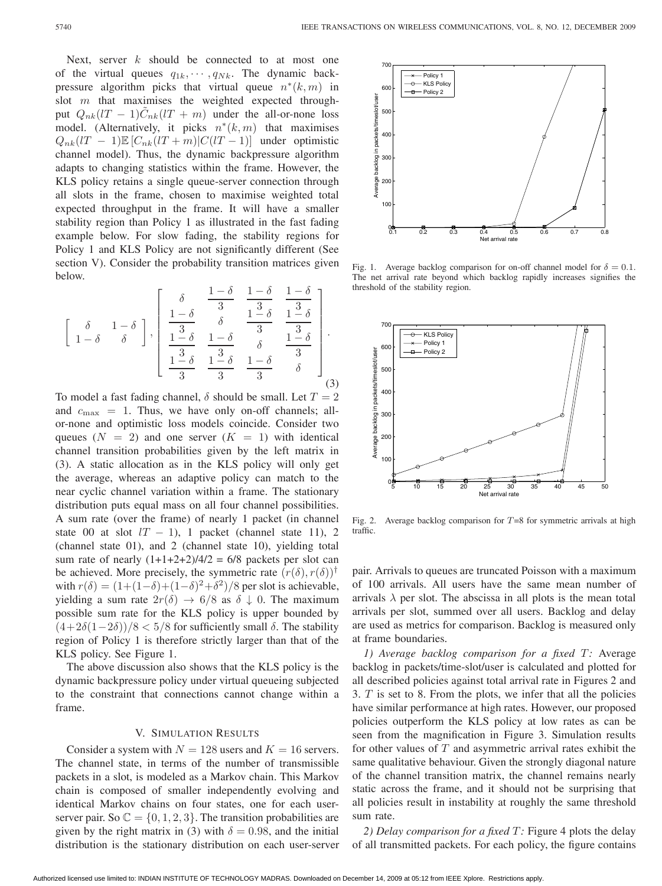Next, server $k$ should be connected to at most one of the virtual queues $q_{1k}, \cdots, q_{Nk}$. The dynamic backpressure algorithm picks that virtual queue $n^*(k,m)$ in slot $m$ that maximises the weighted expected throughput $Q_{nk}(lT-1)\tilde{C}_{nk}(lT+m)$ under the all-or-none loss model. (Alternatively, it picks $n^*(k,m)$ that maximises $Q_{nk}(lT-1)\mathbb{E}\left[C_{nk}(lT+m)|C(lT-1)\right]$ under optimistic channel model). Thus, the dynamic backpressure algorithm adapts to changing statistics within the frame. However, the KLS policy retains a single queue-server connection through all slots in the frame, chosen to maximise weighted total expected throughput in the frame. It will have a smaller stability region than Policy 1 as illustrated in the fast fading example below. For slow fading, the stability regions for Policy 1 and KLS Policy are not significantly different (See section V). Consider the probability transition matrices given below.

$$\begin{bmatrix} \delta & 1-\delta \\ 1-\delta & \delta \end{bmatrix}, \begin{bmatrix} \delta & \frac{1-\delta}{3} & \frac{1-\delta}{3} & \frac{1-\delta}{3} \\ \frac{1-\delta}{3} & \delta & \frac{1-\delta}{3} & \frac{1-\delta}{3} \\ \frac{1-\delta}{3} & \frac{1-\delta}{3} & \delta & \frac{1-\delta}{3} \\ \frac{1-\delta}{3} & \frac{1-\delta}{3} & \frac{1-\delta}{3} & \delta \end{bmatrix}. \tag{3}$$

To model a fast fading channel, $\delta$ should be small. Let $T=2$ and $c_{\max}=1$. Thus, we have only on-off channels; all-or-none and optimistic loss models coincide. Consider two queues ($N=2$) and one server ($K=1$) with identical channel transition probabilities given by the left matrix in (3). A static allocation as in the KLS policy will only get the average, whereas an adaptive policy can match to the near cyclic channel variation within a frame. The stationary distribution puts equal mass on all four channel possibilities. A sum rate (over the frame) of nearly 1 packet (in channel state 00 at slot $lT-1$), 1 packet (channel state 11), 2 (channel state 01), and 2 (channel state 10), yielding total sum rate of nearly (1+1+2+2)/4/2 = 6/8 packets per slot can be achieved. More precisely, the symmetric rate $(r(\delta), r(\delta))^\dagger$ with $r(\delta) = (1+(1-\delta)+(1-\delta)^2+\delta^2)/8$ per slot is achievable, yielding a sum rate $2r(\delta) \to 6/8$ as $\delta \downarrow 0$. The maximum possible sum rate for the KLS policy is upper bounded by $(4+2\delta(1-2\delta))/8 < 5/8$ for sufficiently small $\delta$. The stability region of Policy 1 is therefore strictly larger than that of the KLS policy. See Figure 1.

The above discussion also shows that the KLS policy is the dynamic backpressure policy under virtual queueing subjected to the constraint that connections cannot change within a frame.

## V. Simulation Results

Consider a system with $N=128$ users and $K=16$ servers. The channel state, in terms of the number of transmissible packets in a slot, is modeled as a Markov chain. This Markov chain is composed of smaller independently evolving and identical Markov chains on four states, one for each user-server pair. So $\mathbb{C} = \{0,1,2,3\}$. The transition probabilities are given by the right matrix in (3) with $\delta = 0.98$, and the initial distribution is the stationary distribution on each user-server pair. Arrivals to queues are truncated Poisson with a maximum of 100 arrivals. All users have the same mean number of arrivals $\lambda$ per slot. The abscissa in all plots is the mean total arrivals per slot, summed over all users. Backlog and delay are used as metrics for comparison. Backlog is measured only at frame boundaries.

*1) Average backlog comparison for a fixed $T$:* Average backlog in packets/time-slot/user is calculated and plotted for all described policies against total arrival rate in Figures 2 and 3. $T$ is set to 8. From the plots, we infer that all the policies have similar performance at high rates. However, our proposed policies outperform the KLS policy at low rates as can be seen from the magnification in Figure 3. Simulation results for other values of $T$ and asymmetric arrival rates exhibit the same qualitative behaviour. Given the strongly diagonal nature of the channel transition matrix, the channel remains nearly static across the frame, and it should not be surprising that all policies result in instability at roughly the same threshold sum rate.

*2) Delay comparison for a fixed $T$:* Figure 4 plots the delay of all transmitted packets. For each policy, the figure contains

Fig. 1. Average backlog comparison for on-off channel model for $\delta = 0.1$. The net arrival rate beyond which backlog rapidly increases signifies the threshold of the stability region.

Fig. 2. Average backlog comparison for $T$=8 for symmetric arrivals at high traffic.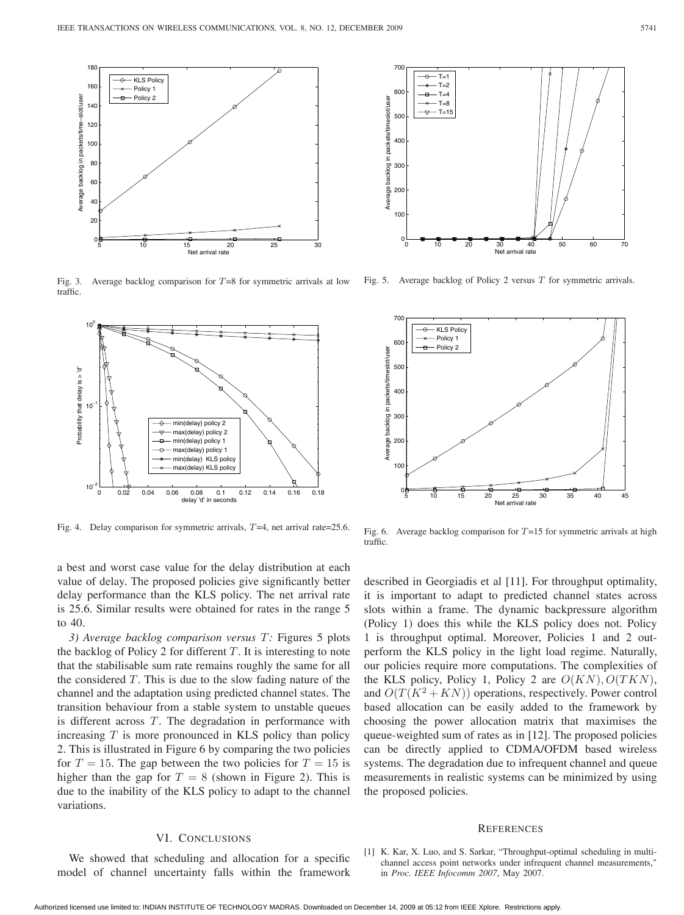Fig. 3. Average backlog comparison for $T$=8 for symmetric arrivals at low traffic.

Fig. 5. Average backlog of Policy 2 versus $T$ for symmetric arrivals.

Fig. 4. Delay comparison for symmetric arrivals, $T$=4, net arrival rate=25.6.

Fig. 6. Average backlog comparison for $T$=15 for symmetric arrivals at high traffic.

a best and worst case value for the delay distribution at each value of delay. The proposed policies give significantly better delay performance than the KLS policy. The net arrival rate is 25.6. Similar results were obtained for rates in the range 5 to 40.

*3) Average backlog comparison versus $T$:* Figures 5 plots the backlog of Policy 2 for different $T$. It is interesting to note that the stabilisable sum rate remains roughly the same for all the considered $T$. This is due to the slow fading nature of the channel and the adaptation using predicted channel states. The transition behaviour from a stable system to unstable queues is different across $T$. The degradation in performance with increasing $T$ is more pronounced in KLS policy than policy 2. This is illustrated in Figure 6 by comparing the two policies for $T = 15$. The gap between the two policies for $T = 15$ is higher than the gap for $T = 8$ (shown in Figure 2). This is due to the inability of the KLS policy to adapt to the channel variations.

## VI. Conclusions

We showed that scheduling and allocation for a specific model of channel uncertainty falls within the framework described in Georgiadis et al [11]. For throughput optimality, it is important to adapt to predicted channel states across slots within a frame. The dynamic backpressure algorithm (Policy 1) does this while the KLS policy does not. Policy 1 is throughput optimal. Moreover, Policies 1 and 2 outperform the KLS policy in the light load regime. Naturally, our policies require more computations. The complexities of the KLS policy, Policy 1, Policy 2 are $O(KN), O(TKN)$, and $O(T(K^2 + KN))$ operations, respectively. Power control based allocation can be easily added to the framework by choosing the power allocation matrix that maximises the queue-weighted sum of rates as in [12]. The proposed policies can be directly applied to CDMA/OFDM based wireless systems. The degradation due to infrequent channel and queue measurements in realistic systems can be minimized by using the proposed policies.

## References

[1] K. Kar, X. Luo, and S. Sarkar, "Throughput-optimal scheduling in multi-channel access point networks under infrequent channel measurements," in *Proc. IEEE Infocomm 2007*, May 2007.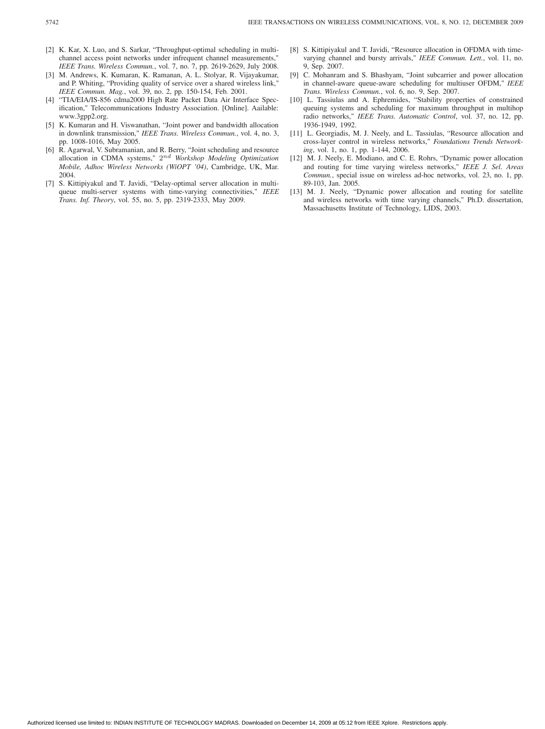[2] K. Kar, X. Luo, and S. Sarkar, "Throughput-optimal scheduling in multichannel access point networks under infrequent channel measurements," *IEEE Trans. Wireless Commun.*, vol. 7, no. 7, pp. 2619-2629, July 2008.

[3] M. Andrews, K. Kumaran, K. Ramanan, A. L. Stolyar, R. Vijayakumar, and P. Whiting, "Providing quality of service over a shared wireless link," *IEEE Commun. Mag.*, vol. 39, no. 2, pp. 150-154, Feb. 2001.

[4] "TIA/EIA/IS-856 cdma2000 High Rate Packet Data Air Interface Specification," Telecommunications Industry Association. [Online]. Aailable: www.3gpp2.org.

[5] K. Kumaran and H. Viswanathan, "Joint power and bandwidth allocation in downlink transmission," *IEEE Trans. Wireless Commun.*, vol. 4, no. 3, pp. 1008-1016, May 2005.

[6] R. Agarwal, V. Subramanian, and R. Berry, "Joint scheduling and resource allocation in CDMA systems," $2^{nd}$ *Workshop Modeling Optimization Mobile, Adhoc Wireless Networks (WiOPT '04)*, Cambridge, UK, Mar. 2004.

[7] S. Kittipiyakul and T. Javidi, "Delay-optimal server allocation in multiqueue multi-server systems with time-varying connectivities," *IEEE Trans. Inf. Theory*, vol. 55, no. 5, pp. 2319-2333, May 2009.

[8] S. Kittipiyakul and T. Javidi, "Resource allocation in OFDMA with time-varying channel and bursty arrivals," *IEEE Commun. Lett.*, vol. 11, no. 9, Sep. 2007.

[9] C. Mohanram and S. Bhashyam, "Joint subcarrier and power allocation in channel-aware queue-aware scheduling for multiuser OFDM," *IEEE Trans. Wireless Commun.*, vol. 6, no. 9, Sep. 2007.

[10] L. Tassiulas and A. Ephremides, "Stability properties of constrained queuing systems and scheduling for maximum throughput in multihop radio networks," *IEEE Trans. Automatic Control*, vol. 37, no. 12, pp. 1936-1949, 1992.

[11] L. Georgiadis, M. J. Neely, and L. Tassiulas, "Resource allocation and cross-layer control in wireless networks," *Foundations Trends Networking*, vol. 1, no. 1, pp. 1-144, 2006.

[12] M. J. Neely, E. Modiano, and C. E. Rohrs, "Dynamic power allocation and routing for time varying wireless networks," *IEEE J. Sel. Areas Commun.*, special issue on wireless ad-hoc networks, vol. 23, no. 1, pp. 89-103, Jan. 2005.

[13] M. J. Neely, "Dynamic power allocation and routing for satellite and wireless networks with time varying channels," Ph.D. dissertation, Massachusetts Institute of Technology, LIDS, 2003.